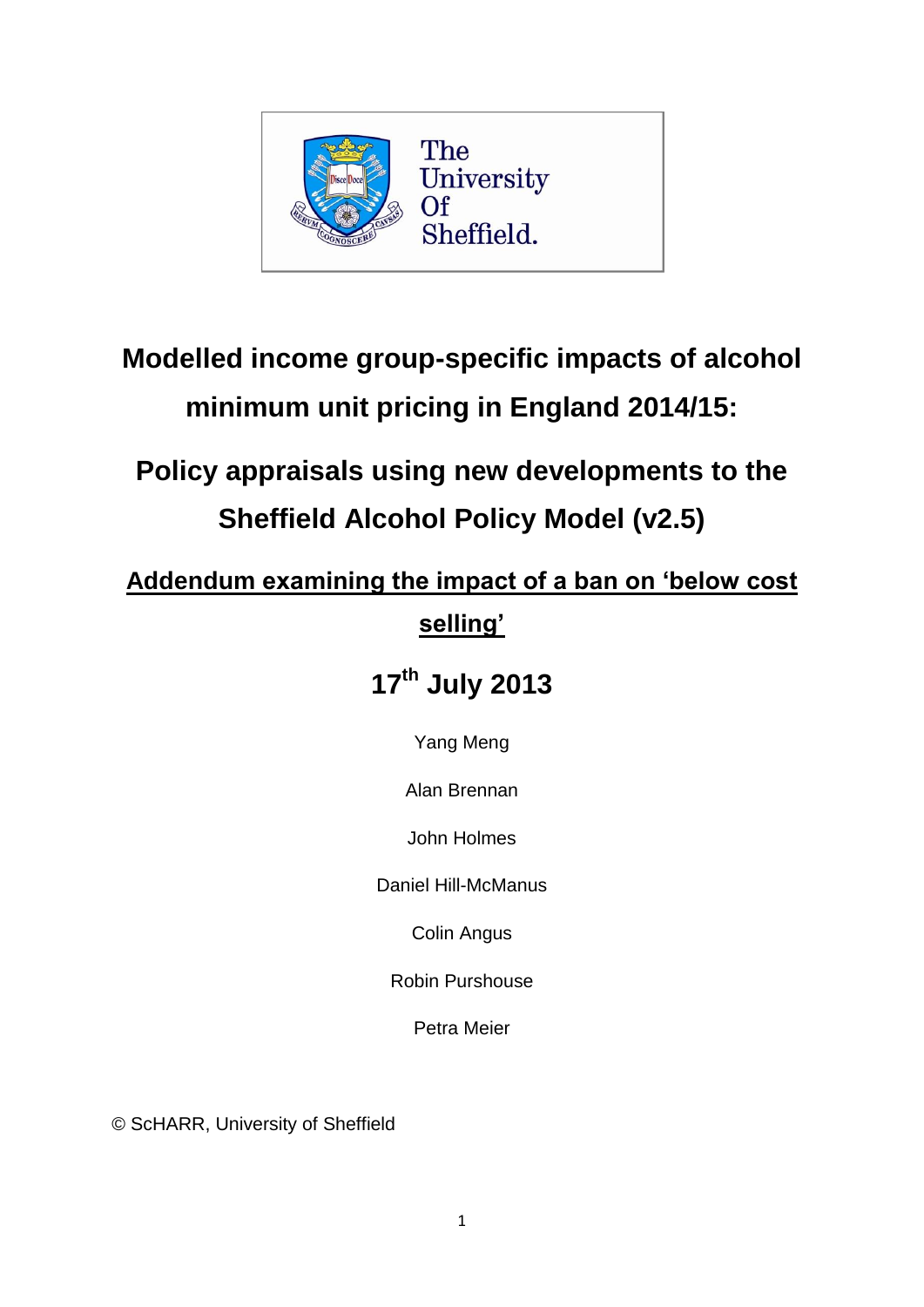# Modelled income group-specific impacts of alcohol minimum unit pricing in England 2014/15:

# Policy appraisals using new developments to the Sheffield Alcohol Policy Model (v2.5)

## Addendum examining the impact of a ban on 'below cost selling'

## 17th July 2013

Yang Meng

Alan Brennan

John Holmes

Daniel Hill-McManus

Colin Angus

Robin Purshouse

Petra Meier

© ScHARR, University of Sheffield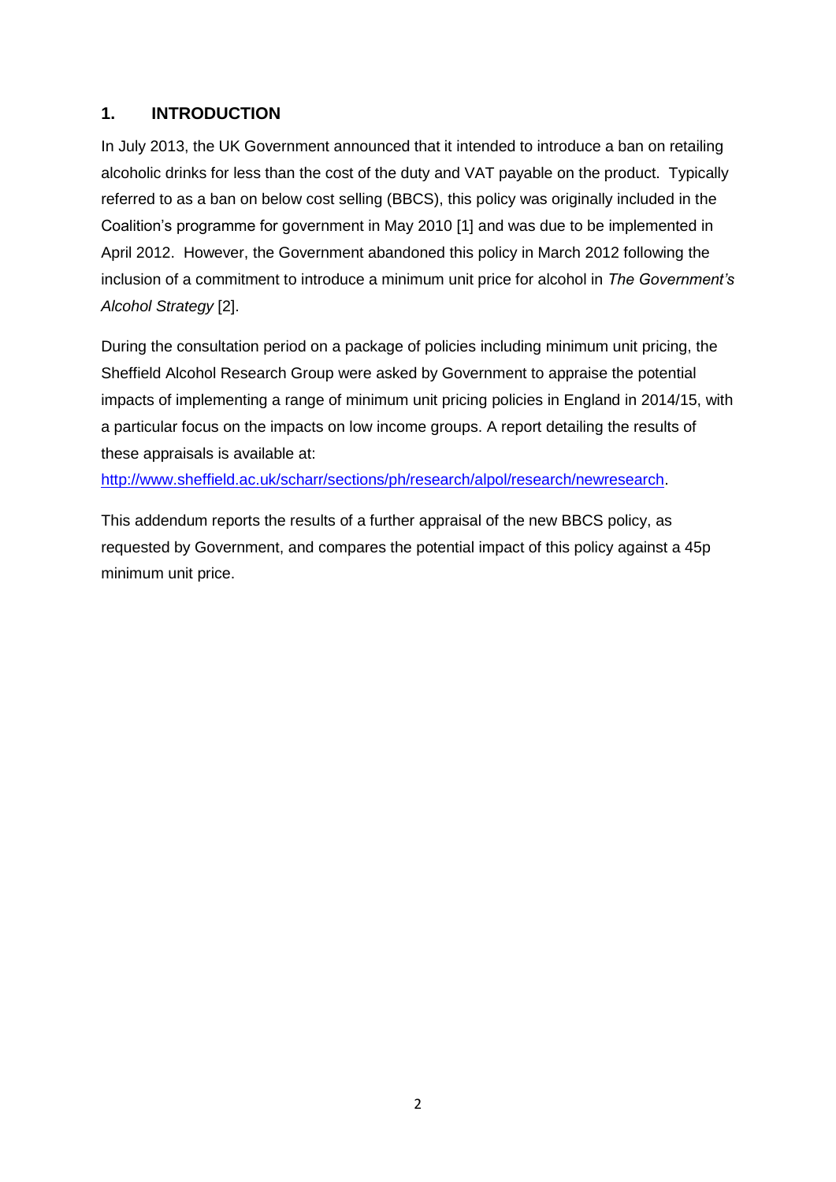## 1. INTRODUCTION

In July 2013, the UK Government announced that it intended to introduce a ban on retailing alcoholic drinks for less than the cost of the duty and VAT payable on the product. Typically referred to as a ban on below cost selling (BBCS), this policy was originally included in the Coalition's programme for government in May 2010 [1] and was due to be implemented in April 2012. However, the Government abandoned this policy in March 2012 following the inclusion of a commitment to introduce a minimum unit price for alcohol in *The Government's Alcohol Strategy* [2].

During the consultation period on a package of policies including minimum unit pricing, the Sheffield Alcohol Research Group were asked by Government to appraise the potential impacts of implementing a range of minimum unit pricing policies in England in 2014/15, with a particular focus on the impacts on low income groups. A report detailing the results of these appraisals is available at: [http://www.sheffield.ac.uk/scharr/sections/ph/research/alpol/research/newresearch](http://www.sheffield.ac.uk/scharr/sections/ph/research/alpol/research/newresearch).

This addendum reports the results of a further appraisal of the new BBCS policy, as requested by Government, and compares the potential impact of this policy against a 45p minimum unit price.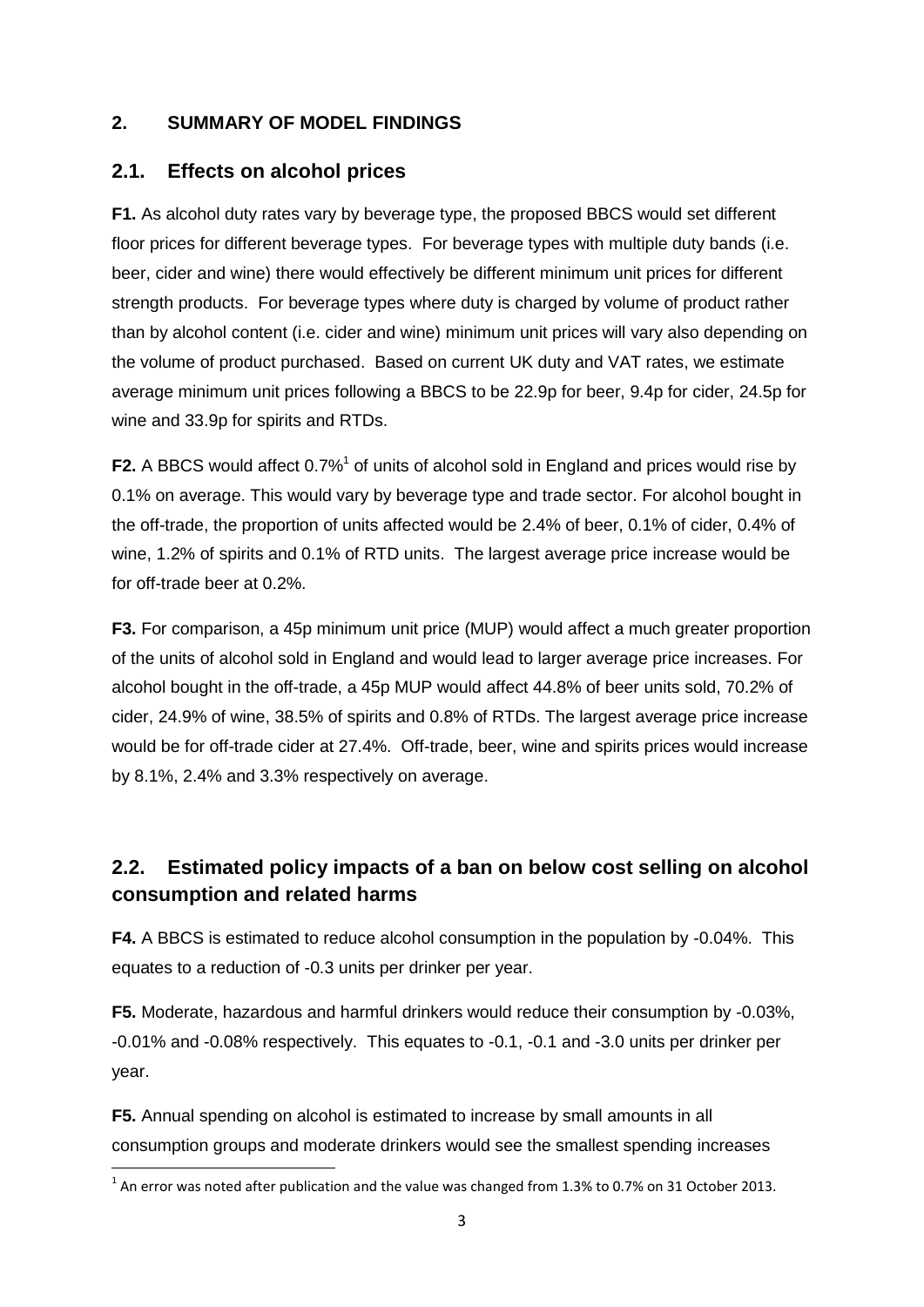## 2. SUMMARY OF MODEL FINDINGS

### 2.1. Effects on alcohol prices

**F1.** As alcohol duty rates vary by beverage type, the proposed BBCS would set different floor prices for different beverage types. For beverage types with multiple duty bands (i.e. beer, cider and wine) there would effectively be different minimum unit prices for different strength products. For beverage types where duty is charged by volume of product rather than by alcohol content (i.e. cider and wine) minimum unit prices will vary also depending on the volume of product purchased. Based on current UK duty and VAT rates, we estimate average minimum unit prices following a BBCS to be 22.9p for beer, 9.4p for cider, 24.5p for wine and 33.9p for spirits and RTDs.

**F2.** A BBCS would affect 0.7%[1] of units of alcohol sold in England and prices would rise by 0.1% on average. This would vary by beverage type and trade sector. For alcohol bought in the off-trade, the proportion of units affected would be 2.4% of beer, 0.1% of cider, 0.4% of wine, 1.2% of spirits and 0.1% of RTD units. The largest average price increase would be for off-trade beer at 0.2%.

**F3.** For comparison, a 45p minimum unit price (MUP) would affect a much greater proportion of the units of alcohol sold in England and would lead to larger average price increases. For alcohol bought in the off-trade, a 45p MUP would affect 44.8% of beer units sold, 70.2% of cider, 24.9% of wine, 38.5% of spirits and 0.8% of RTDs. The largest average price increase would be for off-trade cider at 27.4%. Off-trade, beer, wine and spirits prices would increase by 8.1%, 2.4% and 3.3% respectively on average.

### 2.2. Estimated policy impacts of a ban on below cost selling on alcohol consumption and related harms

**F4.** A BBCS is estimated to reduce alcohol consumption in the population by -0.04%. This equates to a reduction of -0.3 units per drinker per year.

**F5.** Moderate, hazardous and harmful drinkers would reduce their consumption by -0.03%, -0.01% and -0.08% respectively. This equates to -0.1, -0.1 and -3.0 units per drinker per year.

**F5.** Annual spending on alcohol is estimated to increase by small amounts in all consumption groups and moderate drinkers would see the smallest spending increases

[1] An error was noted after publication and the value was changed from 1.3% to 0.7% on 31 October 2013.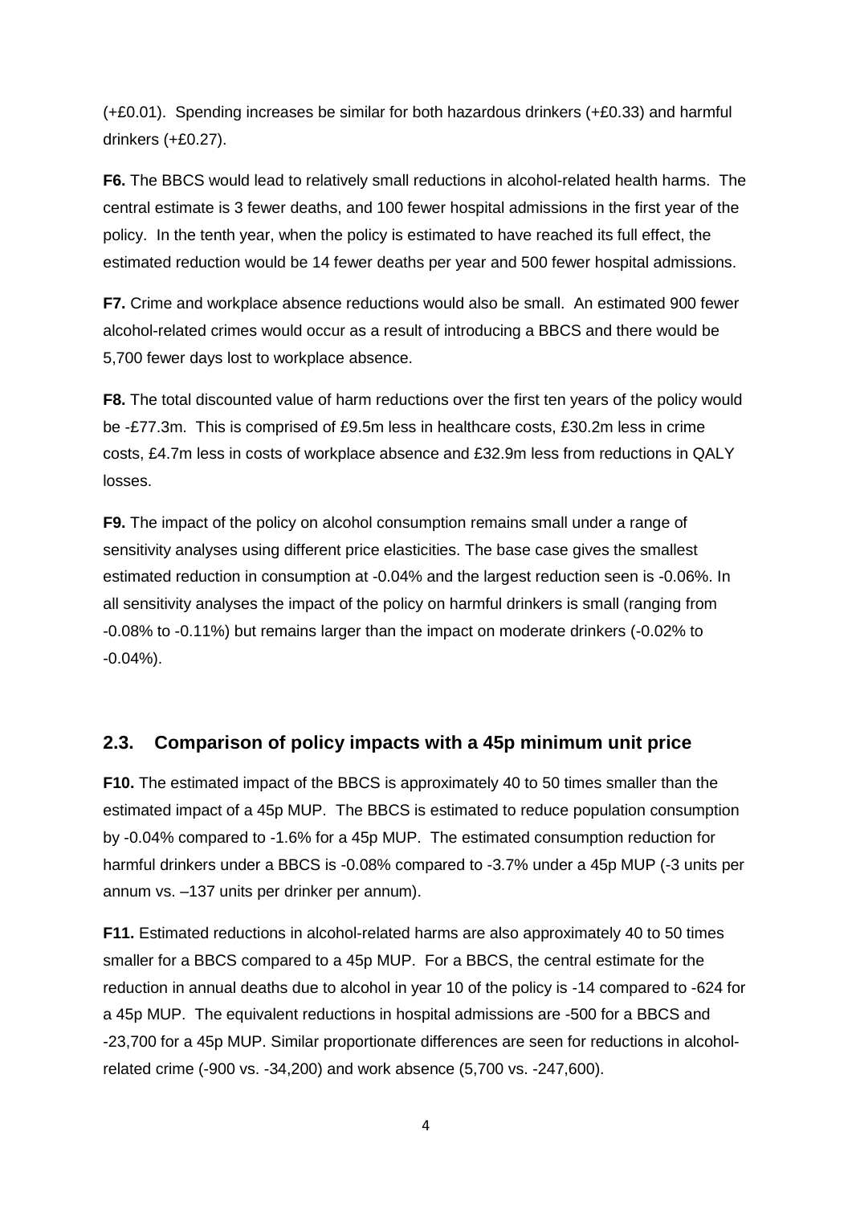(+£0.01). Spending increases be similar for both hazardous drinkers (+£0.33) and harmful drinkers (+£0.27).

**F6.** The BBCS would lead to relatively small reductions in alcohol-related health harms. The central estimate is 3 fewer deaths, and 100 fewer hospital admissions in the first year of the policy. In the tenth year, when the policy is estimated to have reached its full effect, the estimated reduction would be 14 fewer deaths per year and 500 fewer hospital admissions.

**F7.** Crime and workplace absence reductions would also be small. An estimated 900 fewer alcohol-related crimes would occur as a result of introducing a BBCS and there would be 5,700 fewer days lost to workplace absence.

**F8.** The total discounted value of harm reductions over the first ten years of the policy would be -£77.3m. This is comprised of £9.5m less in healthcare costs, £30.2m less in crime costs, £4.7m less in costs of workplace absence and £32.9m less from reductions in QALY losses.

**F9.** The impact of the policy on alcohol consumption remains small under a range of sensitivity analyses using different price elasticities. The base case gives the smallest estimated reduction in consumption at -0.04% and the largest reduction seen is -0.06%. In all sensitivity analyses the impact of the policy on harmful drinkers is small (ranging from -0.08% to -0.11%) but remains larger than the impact on moderate drinkers (-0.02% to -0.04%).

## 2.3. Comparison of policy impacts with a 45p minimum unit price

**F10.** The estimated impact of the BBCS is approximately 40 to 50 times smaller than the estimated impact of a 45p MUP. The BBCS is estimated to reduce population consumption by -0.04% compared to -1.6% for a 45p MUP. The estimated consumption reduction for harmful drinkers under a BBCS is -0.08% compared to -3.7% under a 45p MUP (-3 units per annum vs. –137 units per drinker per annum).

**F11.** Estimated reductions in alcohol-related harms are also approximately 40 to 50 times smaller for a BBCS compared to a 45p MUP. For a BBCS, the central estimate for the reduction in annual deaths due to alcohol in year 10 of the policy is -14 compared to -624 for a 45p MUP. The equivalent reductions in hospital admissions are -500 for a BBCS and -23,700 for a 45p MUP. Similar proportionate differences are seen for reductions in alcohol-related crime (-900 vs. -34,200) and work absence (5,700 vs. -247,600).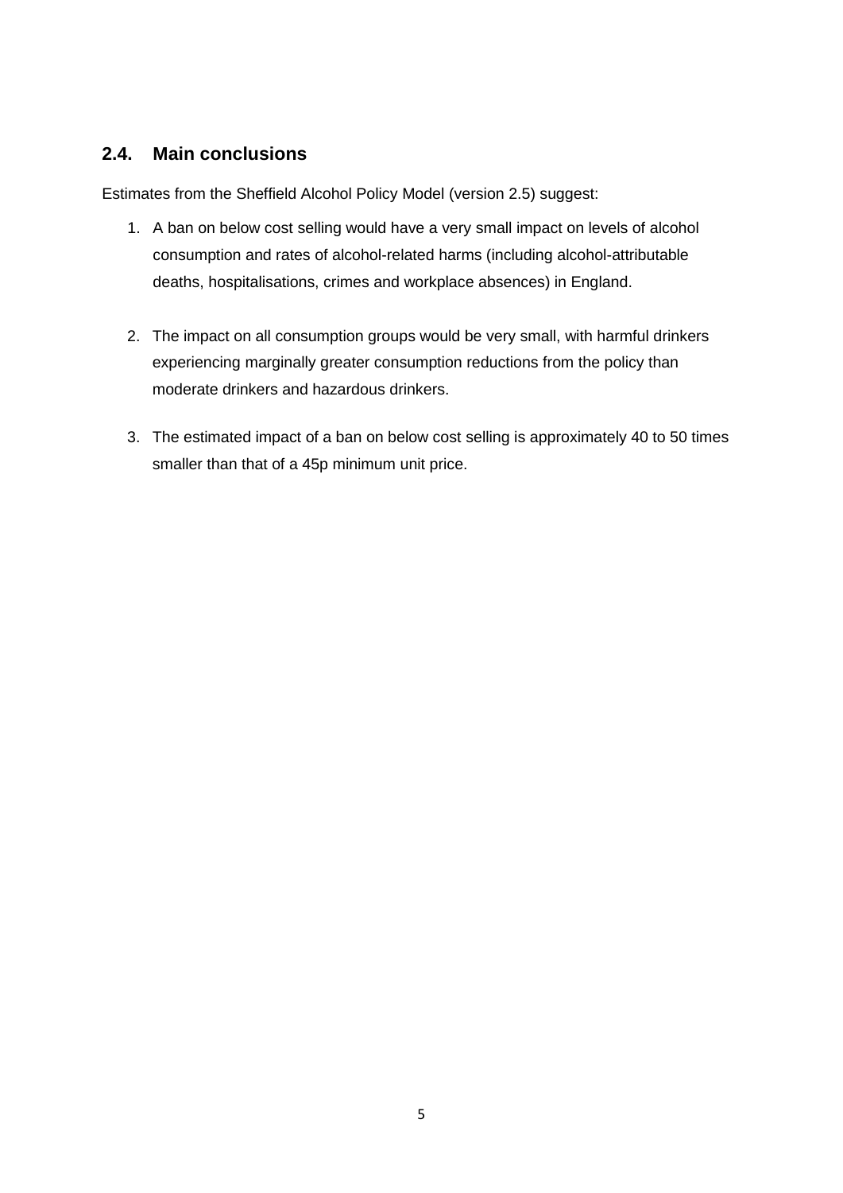## 2.4. Main conclusions

Estimates from the Sheffield Alcohol Policy Model (version 2.5) suggest:

1. A ban on below cost selling would have a very small impact on levels of alcohol consumption and rates of alcohol-related harms (including alcohol-attributable deaths, hospitalisations, crimes and workplace absences) in England.

2. The impact on all consumption groups would be very small, with harmful drinkers experiencing marginally greater consumption reductions from the policy than moderate drinkers and hazardous drinkers.

3. The estimated impact of a ban on below cost selling is approximately 40 to 50 times smaller than that of a 45p minimum unit price.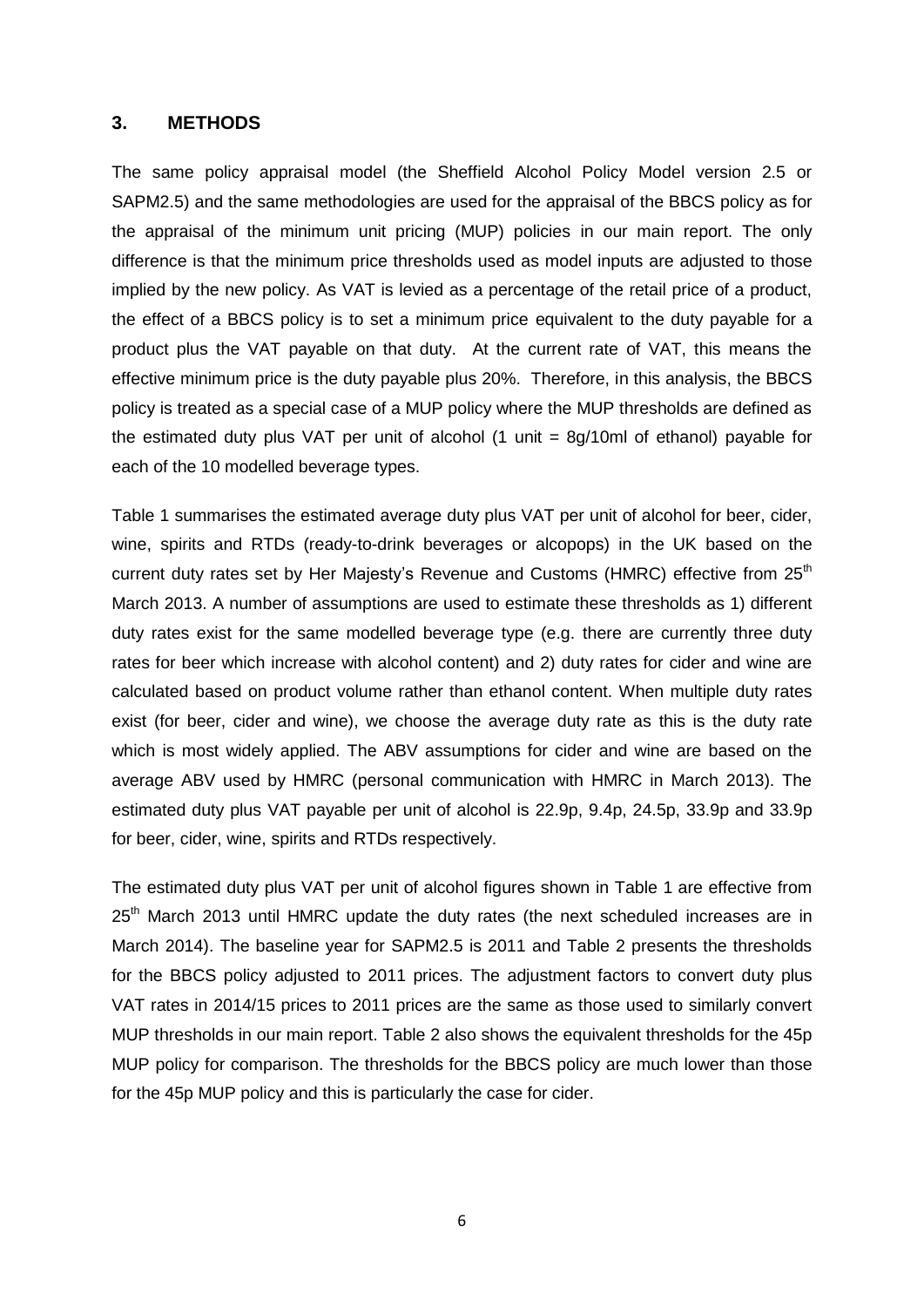## 3. METHODS

The same policy appraisal model (the Sheffield Alcohol Policy Model version 2.5 or SAPM2.5) and the same methodologies are used for the appraisal of the BBCS policy as for the appraisal of the minimum unit pricing (MUP) policies in our main report. The only difference is that the minimum price thresholds used as model inputs are adjusted to those implied by the new policy. As VAT is levied as a percentage of the retail price of a product, the effect of a BBCS policy is to set a minimum price equivalent to the duty payable for a product plus the VAT payable on that duty. At the current rate of VAT, this means the effective minimum price is the duty payable plus 20%. Therefore, in this analysis, the BBCS policy is treated as a special case of a MUP policy where the MUP thresholds are defined as the estimated duty plus VAT per unit of alcohol (1 unit = 8g/10ml of ethanol) payable for each of the 10 modelled beverage types.

Table 1 summarises the estimated average duty plus VAT per unit of alcohol for beer, cider, wine, spirits and RTDs (ready-to-drink beverages or alcopops) in the UK based on the current duty rates set by Her Majesty's Revenue and Customs (HMRC) effective from 25th March 2013. A number of assumptions are used to estimate these thresholds as 1) different duty rates exist for the same modelled beverage type (e.g. there are currently three duty rates for beer which increase with alcohol content) and 2) duty rates for cider and wine are calculated based on product volume rather than ethanol content. When multiple duty rates exist (for beer, cider and wine), we choose the average duty rate as this is the duty rate which is most widely applied. The ABV assumptions for cider and wine are based on the average ABV used by HMRC (personal communication with HMRC in March 2013). The estimated duty plus VAT payable per unit of alcohol is 22.9p, 9.4p, 24.5p, 33.9p and 33.9p for beer, cider, wine, spirits and RTDs respectively.

The estimated duty plus VAT per unit of alcohol figures shown in Table 1 are effective from 25th March 2013 until HMRC update the duty rates (the next scheduled increases are in March 2014). The baseline year for SAPM2.5 is 2011 and Table 2 presents the thresholds for the BBCS policy adjusted to 2011 prices. The adjustment factors to convert duty plus VAT rates in 2014/15 prices to 2011 prices are the same as those used to similarly convert MUP thresholds in our main report. Table 2 also shows the equivalent thresholds for the 45p MUP policy for comparison. The thresholds for the BBCS policy are much lower than those for the 45p MUP policy and this is particularly the case for cider.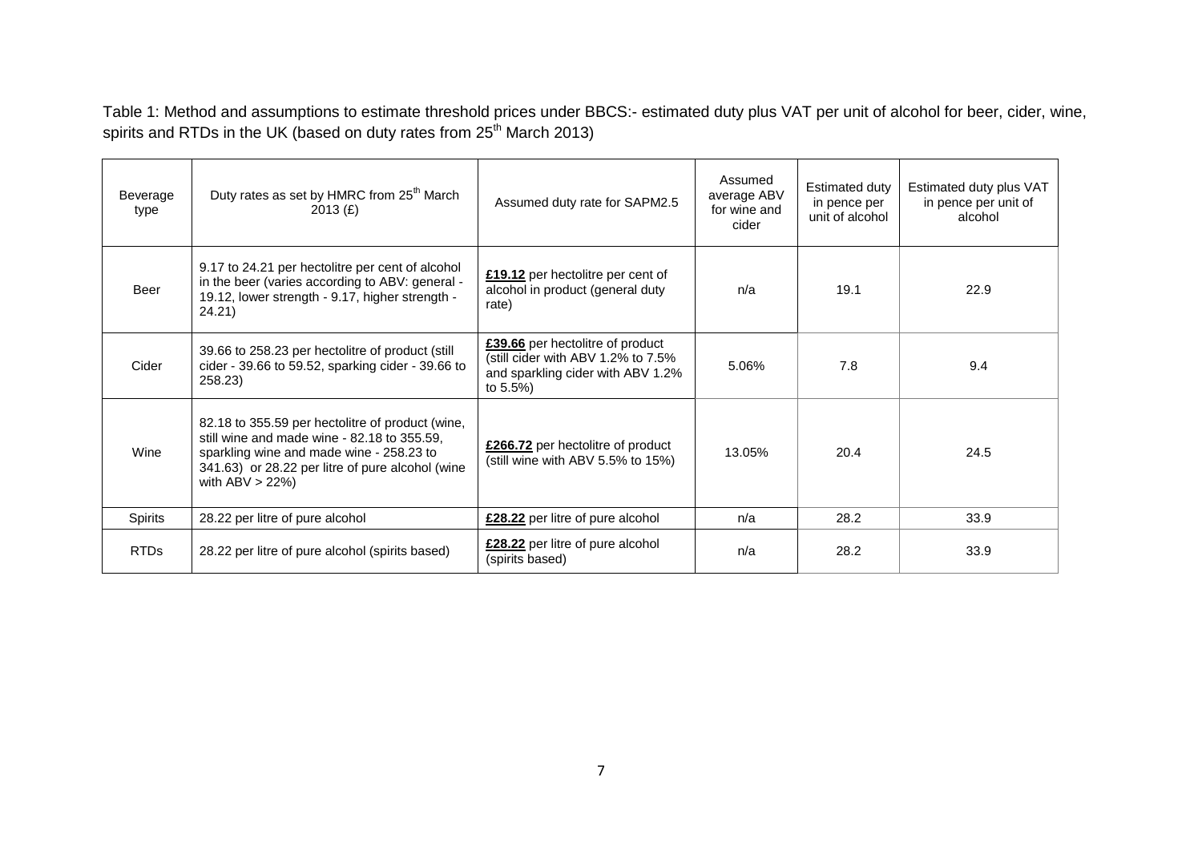Table 1: Method and assumptions to estimate threshold prices under BBCS:- estimated duty plus VAT per unit of alcohol for beer, cider, wine, spirits and RTDs in the UK (based on duty rates from 25th March 2013)

| Beverage type | Duty rates as set by HMRC from 25th March 2013 (£) | Assumed duty rate for SAPM2.5 | Assumed average ABV for wine and cider | Estimated duty in pence per unit of alcohol | Estimated duty plus VAT in pence per unit of alcohol |
|---|---|---|---|---|---|
| Beer | 9.17 to 24.21 per hectolitre per cent of alcohol in the beer (varies according to ABV: general - 19.12, lower strength - 9.17, higher strength - 24.21) | **£19.12** per hectolitre per cent of alcohol in product (general duty rate) | n/a | 19.1 | 22.9 |
| Cider | 39.66 to 258.23 per hectolitre of product (still cider - 39.66 to 59.52, sparking cider - 39.66 to 258.23) | **£39.66** per hectolitre of product (still cider with ABV 1.2% to 7.5% and sparkling cider with ABV 1.2% to 5.5%) | 5.06% | 7.8 | 9.4 |
| Wine | 82.18 to 355.59 per hectolitre of product (wine, still wine and made wine - 82.18 to 355.59, sparkling wine and made wine - 258.23 to 341.63) or 28.22 per litre of pure alcohol (wine with ABV > 22%) | **£266.72** per hectolitre of product (still wine with ABV 5.5% to 15%) | 13.05% | 20.4 | 24.5 |
| Spirits | 28.22 per litre of pure alcohol | **£28.22** per litre of pure alcohol | n/a | 28.2 | 33.9 |
| RTDs | 28.22 per litre of pure alcohol (spirits based) | **£28.22** per litre of pure alcohol (spirits based) | n/a | 28.2 | 33.9 |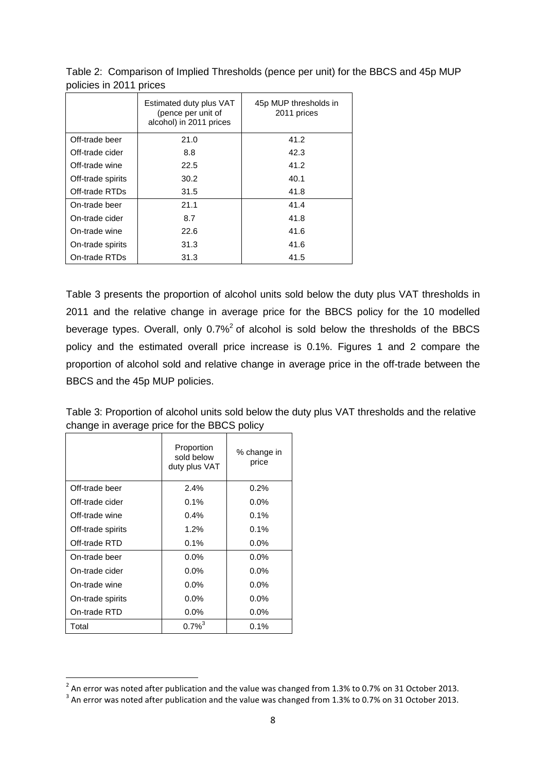Table 2: Comparison of Implied Thresholds (pence per unit) for the BBCS and 45p MUP policies in 2011 prices

| | Estimated duty plus VAT (pence per unit of alcohol) in 2011 prices | 45p MUP thresholds in 2011 prices |
|---|---|---|
| Off-trade beer | 21.0 | 41.2 |
| Off-trade cider | 8.8 | 42.3 |
| Off-trade wine | 22.5 | 41.2 |
| Off-trade spirits | 30.2 | 40.1 |
| Off-trade RTDs | 31.5 | 41.8 |
| On-trade beer | 21.1 | 41.4 |
| On-trade cider | 8.7 | 41.8 |
| On-trade wine | 22.6 | 41.6 |
| On-trade spirits | 31.3 | 41.6 |
| On-trade RTDs | 31.3 | 41.5 |

Table 3 presents the proportion of alcohol units sold below the duty plus VAT thresholds in 2011 and the relative change in average price for the BBCS policy for the 10 modelled beverage types. Overall, only 0.7%[2] of alcohol is sold below the thresholds of the BBCS policy and the estimated overall price increase is 0.1%. Figures 1 and 2 compare the proportion of alcohol sold and relative change in average price in the off-trade between the BBCS and the 45p MUP policies.

Table 3: Proportion of alcohol units sold below the duty plus VAT thresholds and the relative change in average price for the BBCS policy

| | Proportion sold below duty plus VAT | % change in price |
|---|---|---|
| Off-trade beer | 2.4% | 0.2% |
| Off-trade cider | 0.1% | 0.0% |
| Off-trade wine | 0.4% | 0.1% |
| Off-trade spirits | 1.2% | 0.1% |
| Off-trade RTD | 0.1% | 0.0% |
| On-trade beer | 0.0% | 0.0% |
| On-trade cider | 0.0% | 0.0% |
| On-trade wine | 0.0% | 0.0% |
| On-trade spirits | 0.0% | 0.0% |
| On-trade RTD | 0.0% | 0.0% |
| Total | 0.7%[3] | 0.1% |

[2] An error was noted after publication and the value was changed from 1.3% to 0.7% on 31 October 2013.

[3] An error was noted after publication and the value was changed from 1.3% to 0.7% on 31 October 2013.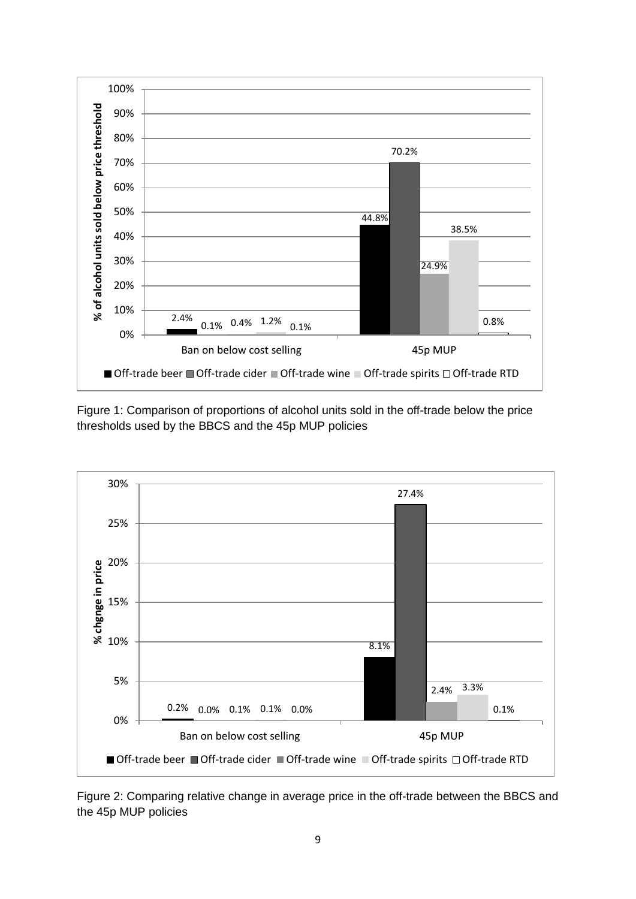| | Off-trade beer | Off-trade cider | Off-trade wine | Off-trade spirits | Off-trade RTD |
|---|---|---|---|---|---|
| Ban on below cost selling | 2.4% | 0.1% | 0.4% | 1.2% | 0.1% |
| 45p MUP | 44.8% | 70.2% | 24.9% | 38.5% | 0.8% |

Figure 1: Comparison of proportions of alcohol units sold in the off-trade below the price thresholds used by the BBCS and the 45p MUP policies

| | Off-trade beer | Off-trade cider | Off-trade wine | Off-trade spirits | Off-trade RTD |
|---|---|---|---|---|---|
| Ban on below cost selling | 0.2% | 0.0% | 0.1% | 0.1% | 0.0% |
| 45p MUP | 8.1% | 27.4% | 2.4% | 3.3% | 0.1% |

Figure 2: Comparing relative change in average price in the off-trade between the BBCS and the 45p MUP policies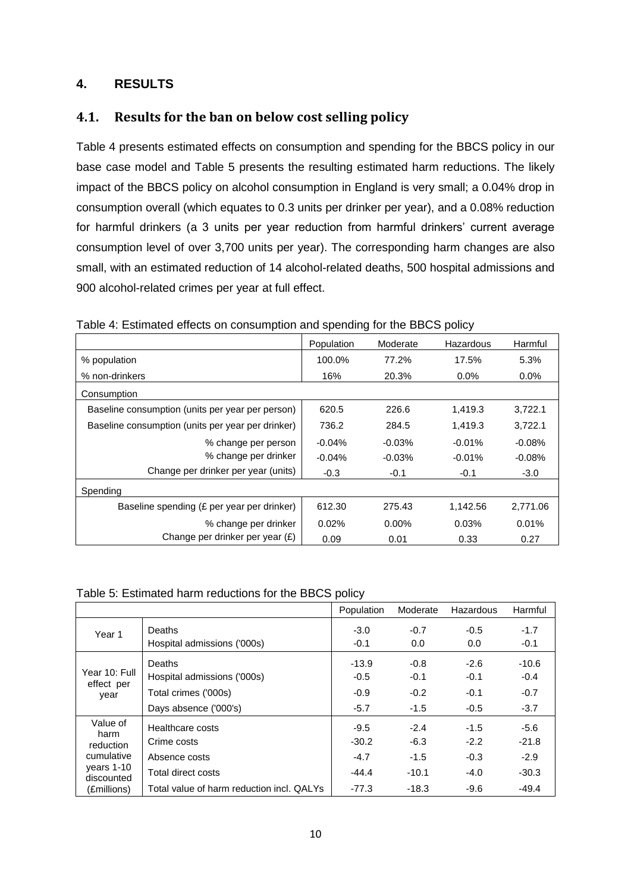## 4. RESULTS

### 4.1. Results for the ban on below cost selling policy

Table 4 presents estimated effects on consumption and spending for the BBCS policy in our base case model and Table 5 presents the resulting estimated harm reductions. The likely impact of the BBCS policy on alcohol consumption in England is very small; a 0.04% drop in consumption overall (which equates to 0.3 units per drinker per year), and a 0.08% reduction for harmful drinkers (a 3 units per year reduction from harmful drinkers' current average consumption level of over 3,700 units per year). The corresponding harm changes are also small, with an estimated reduction of 14 alcohol-related deaths, 500 hospital admissions and 900 alcohol-related crimes per year at full effect.

Table 4: Estimated effects on consumption and spending for the BBCS policy

| | Population | Moderate | Hazardous | Harmful |
|---|---|---|---|---|
| % population | 100.0% | 77.2% | 17.5% | 5.3% |
| % non-drinkers | 16% | 20.3% | 0.0% | 0.0% |
| Consumption | | | | |
| Baseline consumption (units per year per person) | 620.5 | 226.6 | 1,419.3 | 3,722.1 |
| Baseline consumption (units per year per drinker) | 736.2 | 284.5 | 1,419.3 | 3,722.1 |
| % change per person | -0.04% | -0.03% | -0.01% | -0.08% |
| % change per drinker | -0.04% | -0.03% | -0.01% | -0.08% |
| Change per drinker per year (units) | -0.3 | -0.1 | -0.1 | -3.0 |
| Spending | | | | |
| Baseline spending (£ per year per drinker) | 612.30 | 275.43 | 1,142.56 | 2,771.06 |
| % change per drinker | 0.02% | 0.00% | 0.03% | 0.01% |
| Change per drinker per year (£) | 0.09 | 0.01 | 0.33 | 0.27 |

Table 5: Estimated harm reductions for the BBCS policy

| | | Population | Moderate | Hazardous | Harmful |
|---|---|---|---|---|---|
| Year 1 | Deaths | -3.0 | -0.7 | -0.5 | -1.7 |
| | Hospital admissions ('000s) | -0.1 | 0.0 | 0.0 | -0.1 |
| Year 10: Full effect per year | Deaths | -13.9 | -0.8 | -2.6 | -10.6 |
| | Hospital admissions ('000s) | -0.5 | -0.1 | -0.1 | -0.4 |
| | Total crimes ('000s) | -0.9 | -0.2 | -0.1 | -0.7 |
| | Days absence ('000's) | -5.7 | -1.5 | -0.5 | -3.7 |
| Value of harm reduction cumulative years 1-10 discounted (£millions) | Healthcare costs | -9.5 | -2.4 | -1.5 | -5.6 |
| | Crime costs | -30.2 | -6.3 | -2.2 | -21.8 |
| | Absence costs | -4.7 | -1.5 | -0.3 | -2.9 |
| | Total direct costs | -44.4 | -10.1 | -4.0 | -30.3 |
| | Total value of harm reduction incl. QALYs | -77.3 | -18.3 | -9.6 | -49.4 |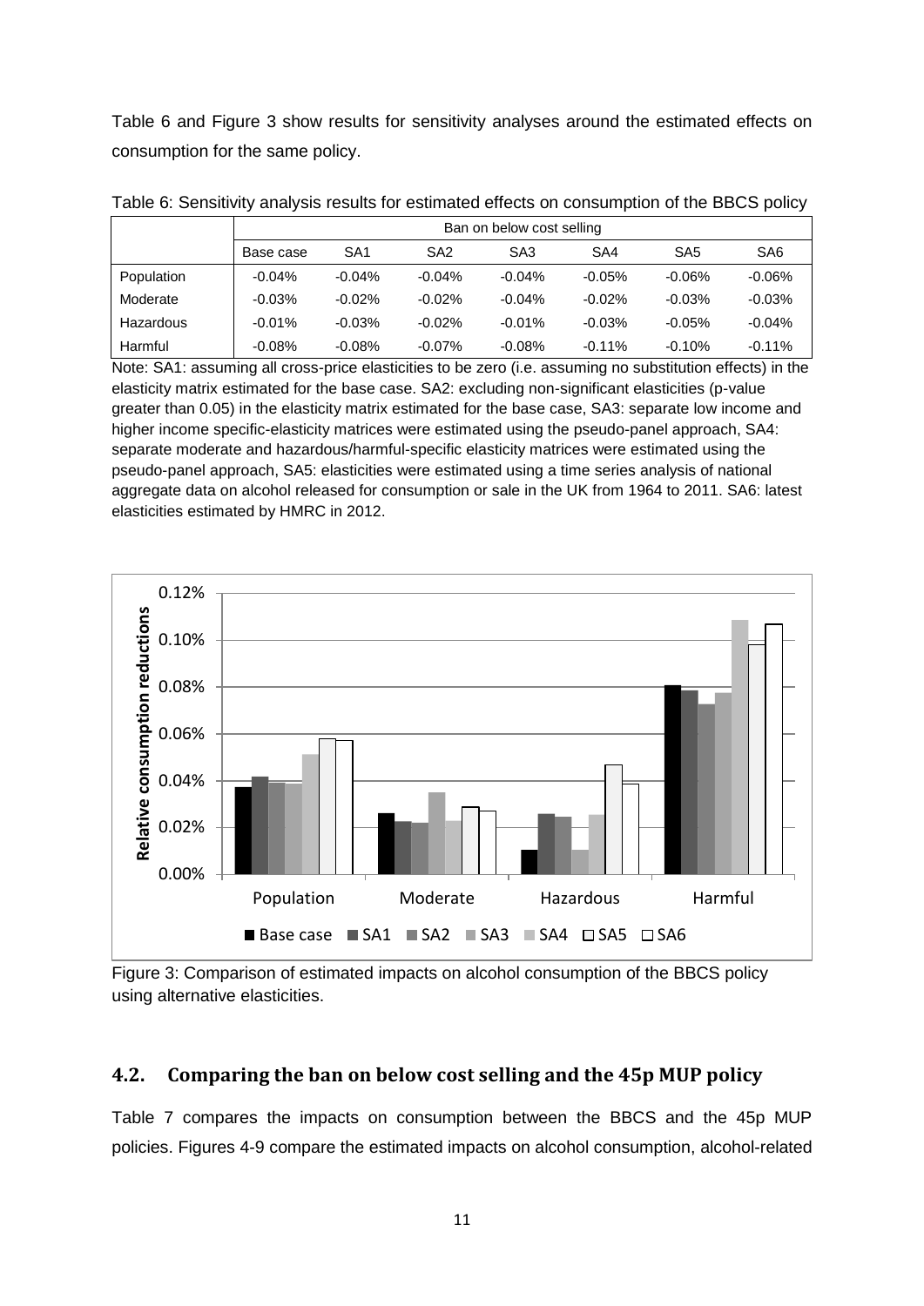Table 6 and Figure 3 show results for sensitivity analyses around the estimated effects on consumption for the same policy.

Table 6: Sensitivity analysis results for estimated effects on consumption of the BBCS policy

| | Ban on below cost selling | | | | | | |
|---|---|---|---|---|---|---|---|
| | Base case | SA1 | SA2 | SA3 | SA4 | SA5 | SA6 |
| Population | -0.04% | -0.04% | -0.04% | -0.04% | -0.05% | -0.06% | -0.06% |
| Moderate | -0.03% | -0.02% | -0.02% | -0.04% | -0.02% | -0.03% | -0.03% |
| Hazardous | -0.01% | -0.03% | -0.02% | -0.01% | -0.03% | -0.05% | -0.04% |
| Harmful | -0.08% | -0.08% | -0.07% | -0.08% | -0.11% | -0.10% | -0.11% |

Note: SA1: assuming all cross-price elasticities to be zero (i.e. assuming no substitution effects) in the elasticity matrix estimated for the base case. SA2: excluding non-significant elasticities (p-value greater than 0.05) in the elasticity matrix estimated for the base case, SA3: separate low income and higher income specific-elasticity matrices were estimated using the pseudo-panel approach, SA4: separate moderate and hazardous/harmful-specific elasticity matrices were estimated using the pseudo-panel approach, SA5: elasticities were estimated using a time series analysis of national aggregate data on alcohol released for consumption or sale in the UK from 1964 to 2011. SA6: latest elasticities estimated by HMRC in 2012.

Figure 3: Comparison of estimated impacts on alcohol consumption of the BBCS policy using alternative elasticities.

## 4.2. Comparing the ban on below cost selling and the 45p MUP policy

Table 7 compares the impacts on consumption between the BBCS and the 45p MUP policies. Figures 4-9 compare the estimated impacts on alcohol consumption, alcohol-related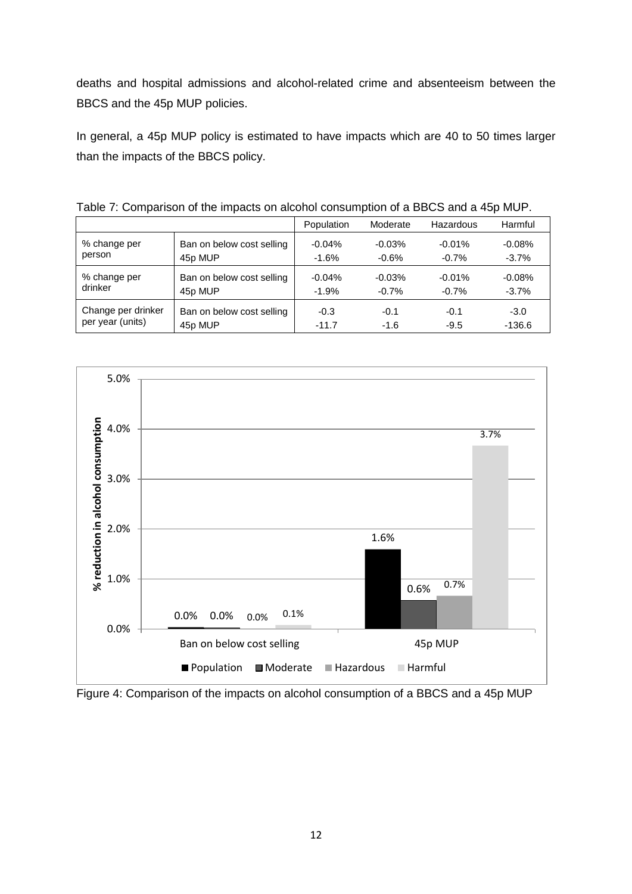deaths and hospital admissions and alcohol-related crime and absenteeism between the BBCS and the 45p MUP policies.

In general, a 45p MUP policy is estimated to have impacts which are 40 to 50 times larger than the impacts of the BBCS policy.

Table 7: Comparison of the impacts on alcohol consumption of a BBCS and a 45p MUP.

| | | Population | Moderate | Hazardous | Harmful |
|---|---|---|---|---|---|
| % change per person | Ban on below cost selling | -0.04% | -0.03% | -0.01% | -0.08% |
| | 45p MUP | -1.6% | -0.6% | -0.7% | -3.7% |
| % change per drinker | Ban on below cost selling | -0.04% | -0.03% | -0.01% | -0.08% |
| | 45p MUP | -1.9% | -0.7% | -0.7% | -3.7% |
| Change per drinker per year (units) | Ban on below cost selling | -0.3 | -0.1 | -0.1 | -3.0 |
| | 45p MUP | -11.7 | -1.6 | -9.5 | -136.6 |

Figure 4: Comparison of the impacts on alcohol consumption of a BBCS and a 45p MUP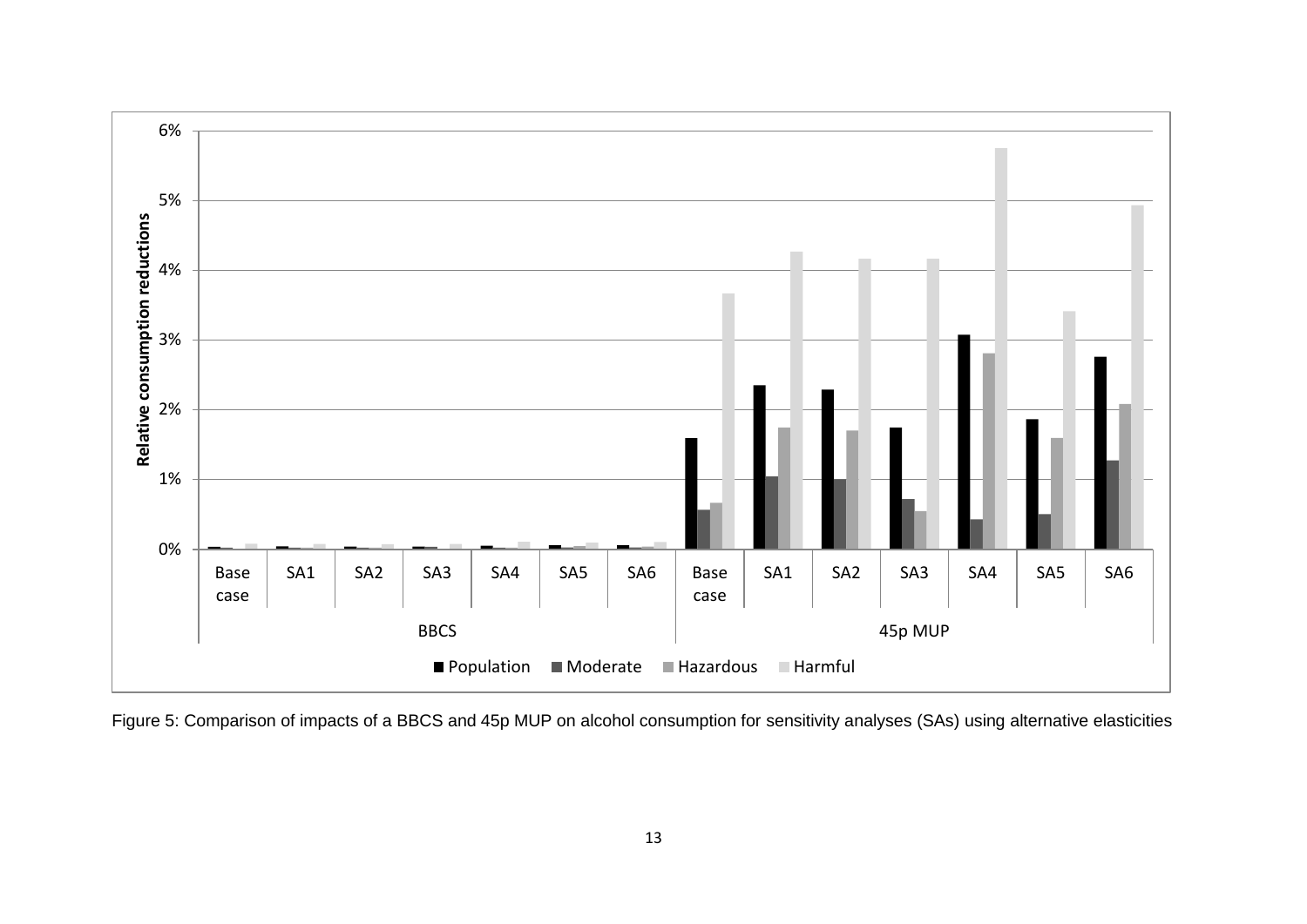Figure 5: Comparison of impacts of a BBCS and 45p MUP on alcohol consumption for sensitivity analyses (SAs) using alternative elasticities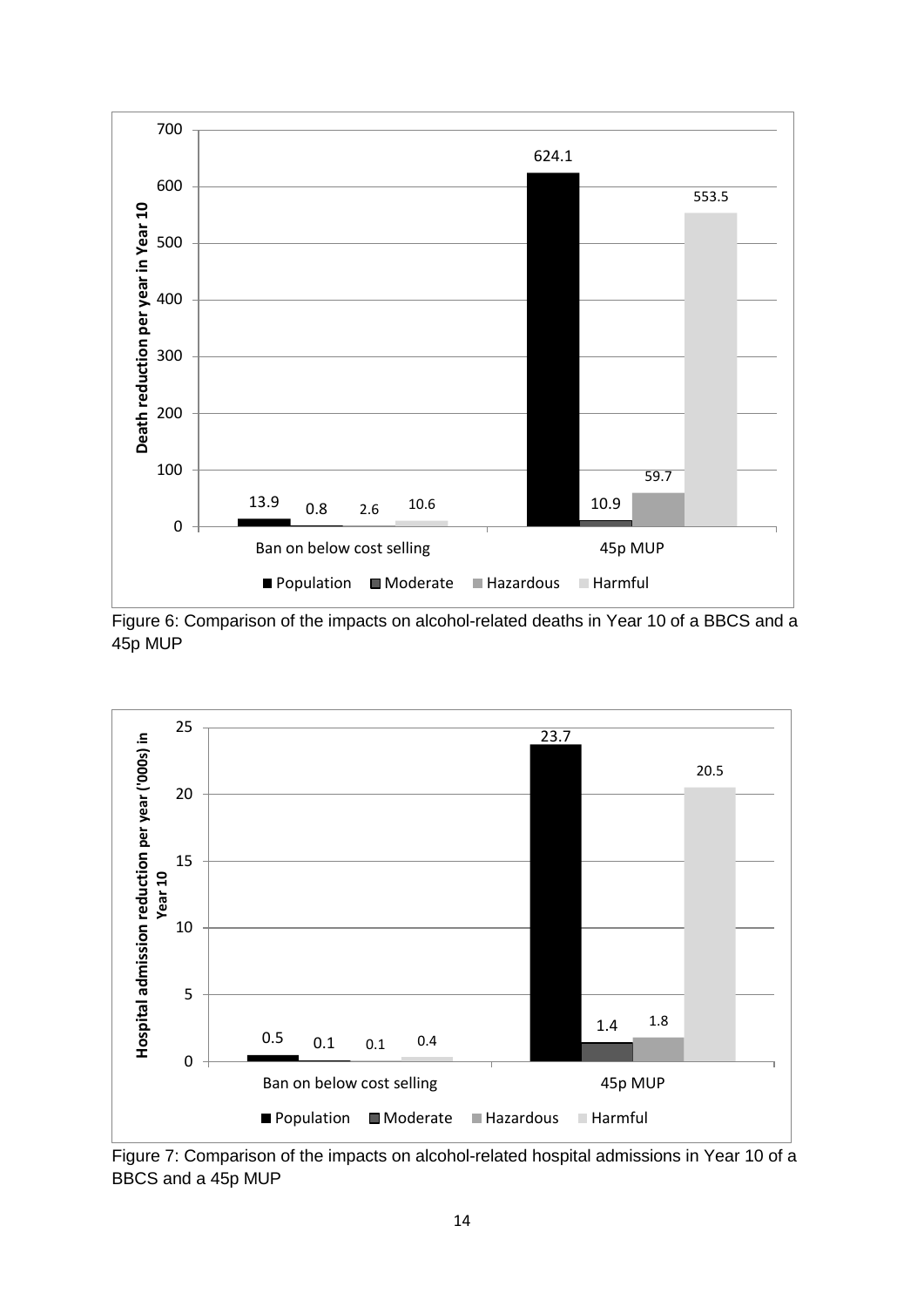Figure 6: Comparison of the impacts on alcohol-related deaths in Year 10 of a BBCS and a 45p MUP

Figure 7: Comparison of the impacts on alcohol-related hospital admissions in Year 10 of a BBCS and a 45p MUP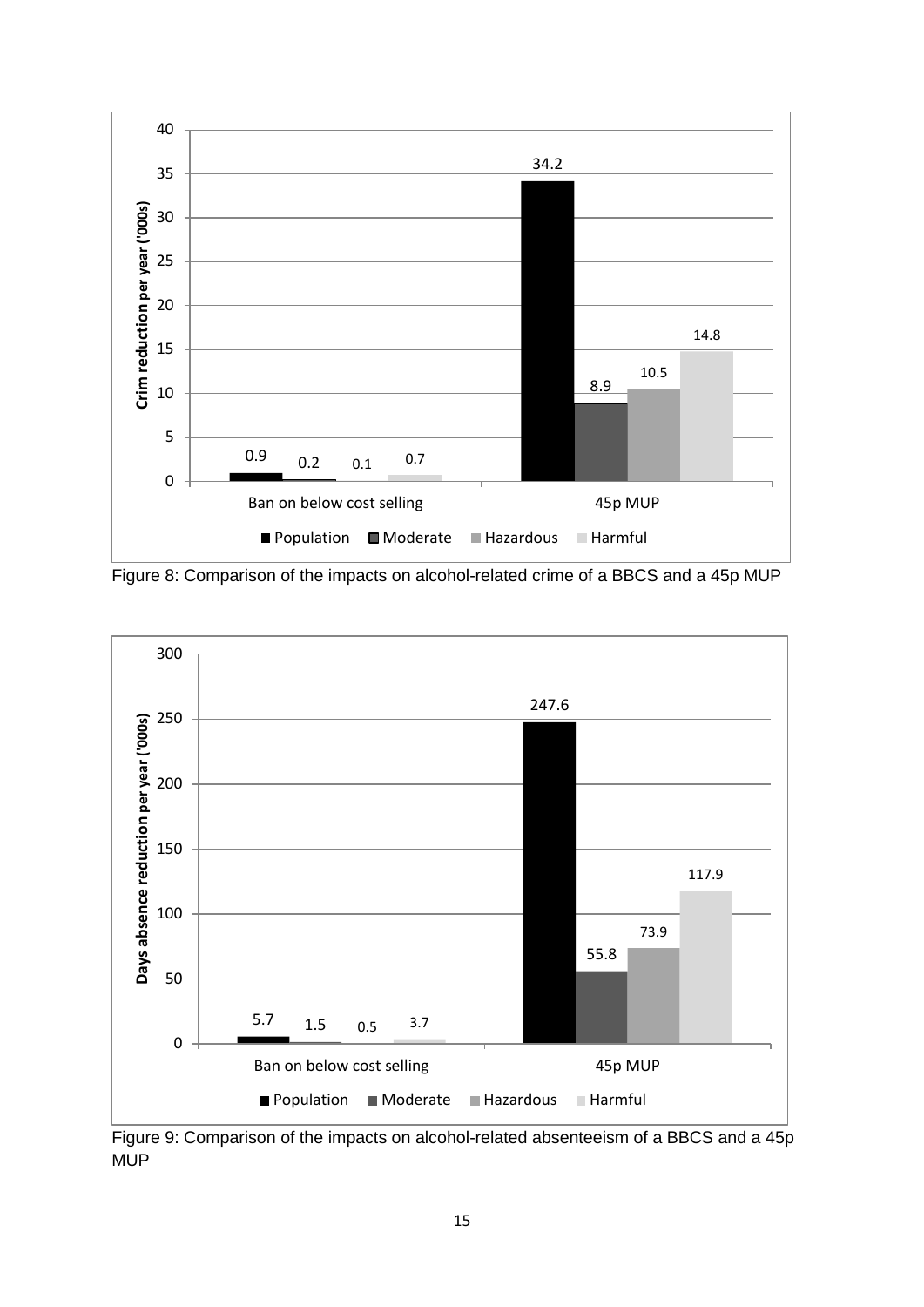| | Population | Moderate | Hazardous | Harmful |
|---|---|---|---|---|
| Ban on below cost selling | 0.9 | 0.2 | 0.1 | 0.7 |
| 45p MUP | 34.2 | 8.9 | 10.5 | 14.8 |

Crim reduction per year ('000s)

Figure 8: Comparison of the impacts on alcohol-related crime of a BBCS and a 45p MUP

| | Population | Moderate | Hazardous | Harmful |
|---|---|---|---|---|
| Ban on below cost selling | 5.7 | 1.5 | 0.5 | 3.7 |
| 45p MUP | 247.6 | 55.8 | 73.9 | 117.9 |

Days absence reduction per year ('000s)

Figure 9: Comparison of the impacts on alcohol-related absenteeism of a BBCS and a 45p MUP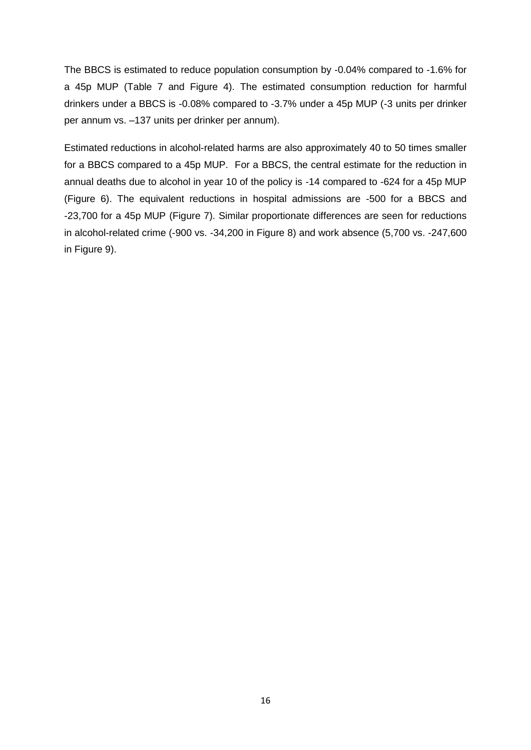The BBCS is estimated to reduce population consumption by -0.04% compared to -1.6% for a 45p MUP (Table 7 and Figure 4). The estimated consumption reduction for harmful drinkers under a BBCS is -0.08% compared to -3.7% under a 45p MUP (-3 units per drinker per annum vs. –137 units per drinker per annum).

Estimated reductions in alcohol-related harms are also approximately 40 to 50 times smaller for a BBCS compared to a 45p MUP. For a BBCS, the central estimate for the reduction in annual deaths due to alcohol in year 10 of the policy is -14 compared to -624 for a 45p MUP (Figure 6). The equivalent reductions in hospital admissions are -500 for a BBCS and -23,700 for a 45p MUP (Figure 7). Similar proportionate differences are seen for reductions in alcohol-related crime (-900 vs. -34,200 in Figure 8) and work absence (5,700 vs. -247,600 in Figure 9).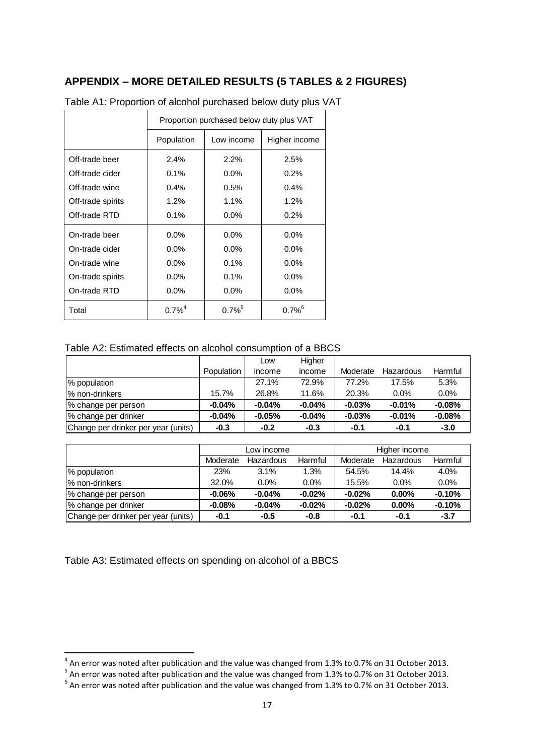## APPENDIX – MORE DETAILED RESULTS (5 TABLES & 2 FIGURES)

Table A1: Proportion of alcohol purchased below duty plus VAT

| | Proportion purchased below duty plus VAT | | |
|---|---|---|---|
| | Population | Low income | Higher income |
| Off-trade beer | 2.4% | 2.2% | 2.5% |
| Off-trade cider | 0.1% | 0.0% | 0.2% |
| Off-trade wine | 0.4% | 0.5% | 0.4% |
| Off-trade spirits | 1.2% | 1.1% | 1.2% |
| Off-trade RTD | 0.1% | 0.0% | 0.2% |
| On-trade beer | 0.0% | 0.0% | 0.0% |
| On-trade cider | 0.0% | 0.0% | 0.0% |
| On-trade wine | 0.0% | 0.1% | 0.0% |
| On-trade spirits | 0.0% | 0.1% | 0.0% |
| On-trade RTD | 0.0% | 0.0% | 0.0% |
| Total | 0.7%[4] | 0.7%[5] | 0.7%[6] |

Table A2: Estimated effects on alcohol consumption of a BBCS

| | Population | Low income | Higher income | Moderate | Hazardous | Harmful |
|---|---|---|---|---|---|---|
| % population | | 27.1% | 72.9% | 77.2% | 17.5% | 5.3% |
| % non-drinkers | 15.7% | 26.8% | 11.6% | 20.3% | 0.0% | 0.0% |
| % change per person | **-0.04%** | **-0.04%** | **-0.04%** | **-0.03%** | **-0.01%** | **-0.08%** |
| % change per drinker | **-0.04%** | **-0.05%** | **-0.04%** | **-0.03%** | **-0.01%** | **-0.08%** |
| Change per drinker per year (units) | **-0.3** | **-0.2** | **-0.3** | **-0.1** | **-0.1** | **-3.0** |

| | Low income | | | Higher income | | |
|---|---|---|---|---|---|---|
| | Moderate | Hazardous | Harmful | Moderate | Hazardous | Harmful |
| % population | 23% | 3.1% | 1.3% | 54.5% | 14.4% | 4.0% |
| % non-drinkers | 32.0% | 0.0% | 0.0% | 15.5% | 0.0% | 0.0% |
| % change per person | **-0.06%** | **-0.04%** | **-0.02%** | **-0.02%** | **0.00%** | **-0.10%** |
| % change per drinker | **-0.08%** | **-0.04%** | **-0.02%** | **-0.02%** | **0.00%** | **-0.10%** |
| Change per drinker per year (units) | **-0.1** | **-0.5** | **-0.8** | **-0.1** | **-0.1** | **-3.7** |

Table A3: Estimated effects on spending on alcohol of a BBCS

[4] An error was noted after publication and the value was changed from 1.3% to 0.7% on 31 October 2013.
[5] An error was noted after publication and the value was changed from 1.3% to 0.7% on 31 October 2013.
[6] An error was noted after publication and the value was changed from 1.3% to 0.7% on 31 October 2013.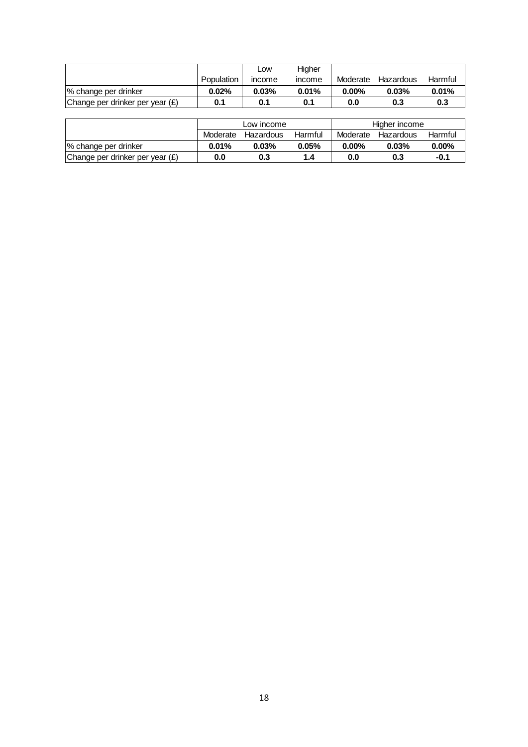| | Population | Low income | Higher income | Moderate | Hazardous | Harmful |
|---|---|---|---|---|---|---|
| % change per drinker | **0.02%** | **0.03%** | **0.01%** | **0.00%** | **0.03%** | **0.01%** |
| Change per drinker per year (£) | **0.1** | **0.1** | **0.1** | **0.0** | **0.3** | **0.3** |

| | Low income | | | Higher income | | |
|---|---|---|---|---|---|---|
| | Moderate | Hazardous | Harmful | Moderate | Hazardous | Harmful |
| % change per drinker | **0.01%** | **0.03%** | **0.05%** | **0.00%** | **0.03%** | **0.00%** |
| Change per drinker per year (£) | **0.0** | **0.3** | **1.4** | **0.0** | **0.3** | **-0.1** |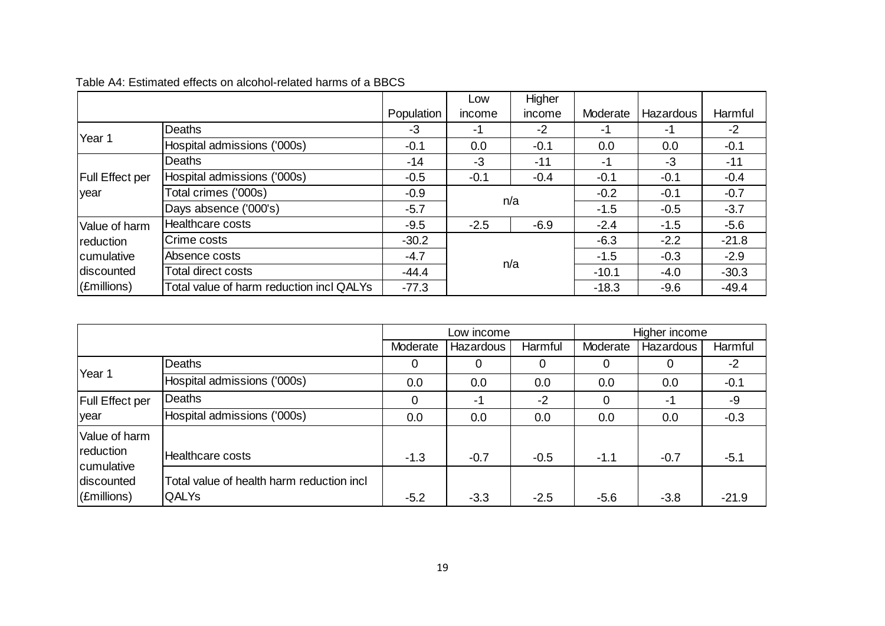Table A4: Estimated effects on alcohol-related harms of a BBCS

| | | Population | Low income | Higher income | Moderate | Hazardous | Harmful |
|---|---|---|---|---|---|---|---|
| Year 1 | Deaths | -3 | -1 | -2 | -1 | -1 | -2 |
| | Hospital admissions ('000s) | -0.1 | 0.0 | -0.1 | 0.0 | 0.0 | -0.1 |
| Full Effect per year | Deaths | -14 | -3 | -11 | -1 | -3 | -11 |
| | Hospital admissions ('000s) | -0.5 | -0.1 | -0.4 | -0.1 | -0.1 | -0.4 |
| | Total crimes ('000s) | -0.9 | n/a | | -0.2 | -0.1 | -0.7 |
| | Days absence ('000's) | -5.7 | | | -1.5 | -0.5 | -3.7 |
| Value of harm reduction cumulative discounted (£millions) | Healthcare costs | -9.5 | -2.5 | -6.9 | -2.4 | -1.5 | -5.6 |
| | Crime costs | -30.2 | n/a | | -6.3 | -2.2 | -21.8 |
| | Absence costs | -4.7 | | | -1.5 | -0.3 | -2.9 |
| | Total direct costs | -44.4 | | | -10.1 | -4.0 | -30.3 |
| | Total value of harm reduction incl QALYs | -77.3 | | | -18.3 | -9.6 | -49.4 |

| | | Low income | | | Higher income | | |
|---|---|---|---|---|---|---|---|
| | | Moderate | Hazardous | Harmful | Moderate | Hazardous | Harmful |
| Year 1 | Deaths | 0 | 0 | 0 | 0 | 0 | -2 |
| | Hospital admissions ('000s) | 0.0 | 0.0 | 0.0 | 0.0 | 0.0 | -0.1 |
| Full Effect per year | Deaths | 0 | -1 | -2 | 0 | -1 | -9 |
| | Hospital admissions ('000s) | 0.0 | 0.0 | 0.0 | 0.0 | 0.0 | -0.3 |
| Value of harm reduction cumulative discounted (£millions) | Healthcare costs | -1.3 | -0.7 | -0.5 | -1.1 | -0.7 | -5.1 |
| | Total value of health harm reduction incl QALYs | -5.2 | -3.3 | -2.5 | -5.6 | -3.8 | -21.9 |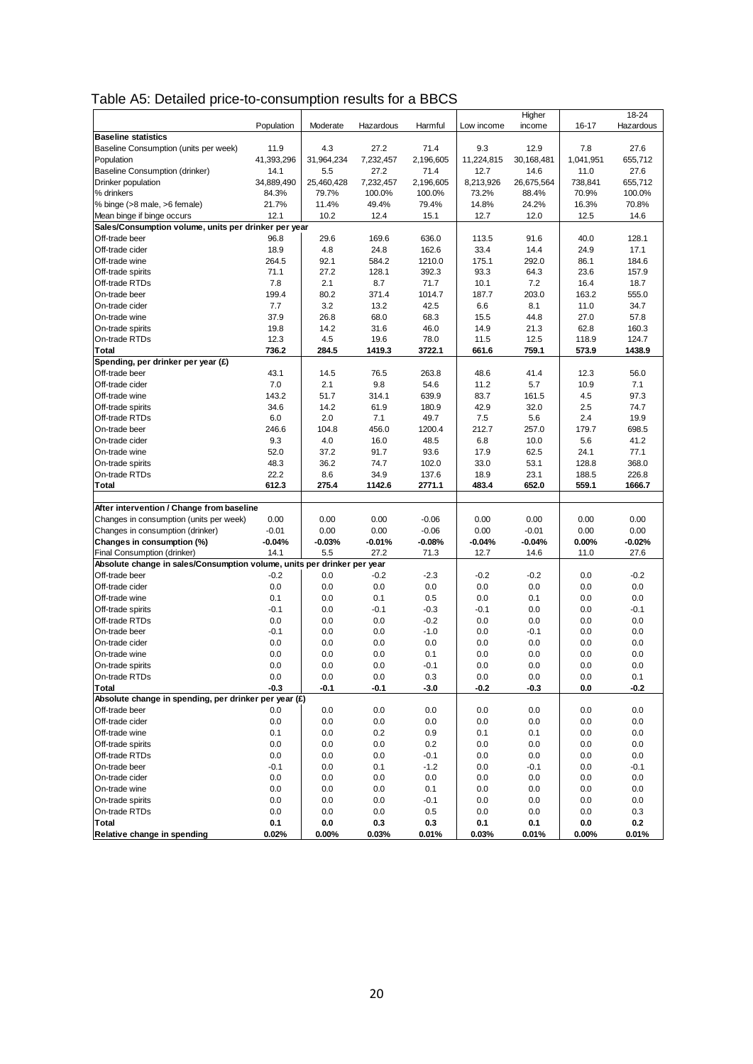## Table A5: Detailed price-to-consumption results for a BBCS

| | Population | Moderate | Hazardous | Harmful | Low income | Higher income | 16-17 | 18-24 Hazardous |
|---|---|---|---|---|---|---|---|---|
| **Baseline statistics** | | | | | | | | |
| Baseline Consumption (units per week) | 11.9 | 4.3 | 27.2 | 71.4 | 9.3 | 12.9 | 7.8 | 27.6 |
| Population | 41,393,296 | 31,964,234 | 7,232,457 | 2,196,605 | 11,224,815 | 30,168,481 | 1,041,951 | 655,712 |
| Baseline Consumption (drinker) | 14.1 | 5.5 | 27.2 | 71.4 | 12.7 | 14.6 | 11.0 | 27.6 |
| Drinker population | 34,889,490 | 25,460,428 | 7,232,457 | 2,196,605 | 8,213,926 | 26,675,564 | 738,841 | 655,712 |
| % drinkers | 84.3% | 79.7% | 100.0% | 100.0% | 73.2% | 88.4% | 70.9% | 100.0% |
| % binge (>8 male, >6 female) | 21.7% | 11.4% | 49.4% | 79.4% | 14.8% | 24.2% | 16.3% | 70.8% |
| Mean binge if binge occurs | 12.1 | 10.2 | 12.4 | 15.1 | 12.7 | 12.0 | 12.5 | 14.6 |
| **Sales/Consumption volume, units per drinker per year** | | | | | | | | |
| Off-trade beer | 96.8 | 29.6 | 169.6 | 636.0 | 113.5 | 91.6 | 40.0 | 128.1 |
| Off-trade cider | 18.9 | 4.8 | 24.8 | 162.6 | 33.4 | 14.4 | 24.9 | 17.1 |
| Off-trade wine | 264.5 | 92.1 | 584.2 | 1210.0 | 175.1 | 292.0 | 86.1 | 184.6 |
| Off-trade spirits | 71.1 | 27.2 | 128.1 | 392.3 | 93.3 | 64.3 | 23.6 | 157.9 |
| Off-trade RTDs | 7.8 | 2.1 | 8.7 | 71.7 | 10.1 | 7.2 | 16.4 | 18.7 |
| On-trade beer | 199.4 | 80.2 | 371.4 | 1014.7 | 187.7 | 203.0 | 163.2 | 555.0 |
| On-trade cider | 7.7 | 3.2 | 13.2 | 42.5 | 6.6 | 8.1 | 11.0 | 34.7 |
| On-trade wine | 37.9 | 26.8 | 68.0 | 68.3 | 15.5 | 44.8 | 27.0 | 57.8 |
| On-trade spirits | 19.8 | 14.2 | 31.6 | 46.0 | 14.9 | 21.3 | 62.8 | 160.3 |
| On-trade RTDs | 12.3 | 4.5 | 19.6 | 78.0 | 11.5 | 12.5 | 118.9 | 124.7 |
| **Total** | **736.2** | **284.5** | **1419.3** | **3722.1** | **661.6** | **759.1** | **573.9** | **1438.9** |
| **Spending, per drinker per year (£)** | | | | | | | | |
| Off-trade beer | 43.1 | 14.5 | 76.5 | 263.8 | 48.6 | 41.4 | 12.3 | 56.0 |
| Off-trade cider | 7.0 | 2.1 | 9.8 | 54.6 | 11.2 | 5.7 | 10.9 | 7.1 |
| Off-trade wine | 143.2 | 51.7 | 314.1 | 639.9 | 83.7 | 161.5 | 4.5 | 97.3 |
| Off-trade spirits | 34.6 | 14.2 | 61.9 | 180.9 | 42.9 | 32.0 | 2.5 | 74.7 |
| Off-trade RTDs | 6.0 | 2.0 | 7.1 | 49.7 | 7.5 | 5.6 | 2.4 | 19.9 |
| On-trade beer | 246.6 | 104.8 | 456.0 | 1200.4 | 212.7 | 257.0 | 179.7 | 698.5 |
| On-trade cider | 9.3 | 4.0 | 16.0 | 48.5 | 6.8 | 10.0 | 5.6 | 41.2 |
| On-trade wine | 52.0 | 37.2 | 91.7 | 93.6 | 17.9 | 62.5 | 24.1 | 77.1 |
| On-trade spirits | 48.3 | 36.2 | 74.7 | 102.0 | 33.0 | 53.1 | 128.8 | 368.0 |
| On-trade RTDs | 22.2 | 8.6 | 34.9 | 137.6 | 18.9 | 23.1 | 188.5 | 226.8 |
| **Total** | **612.3** | **275.4** | **1142.6** | **2771.1** | **483.4** | **652.0** | **559.1** | **1666.7** |
| | | | | | | | | |
| **After intervention / Change from baseline** | | | | | | | | |
| Changes in consumption (units per week) | 0.00 | 0.00 | 0.00 | -0.06 | 0.00 | 0.00 | 0.00 | 0.00 |
| Changes in consumption (drinker) | -0.01 | 0.00 | 0.00 | -0.06 | 0.00 | -0.01 | 0.00 | 0.00 |
| **Changes in consumption (%)** | **-0.04%** | **-0.03%** | **-0.01%** | **-0.08%** | **-0.04%** | **-0.04%** | **0.00%** | **-0.02%** |
| Final Consumption (drinker) | 14.1 | 5.5 | 27.2 | 71.3 | 12.7 | 14.6 | 11.0 | 27.6 |
| **Absolute change in sales/Consumption volume, units per drinker per year** | | | | | | | | |
| Off-trade beer | -0.2 | 0.0 | -0.2 | -2.3 | -0.2 | -0.2 | 0.0 | -0.2 |
| Off-trade cider | 0.0 | 0.0 | 0.0 | 0.0 | 0.0 | 0.0 | 0.0 | 0.0 |
| Off-trade wine | 0.1 | 0.0 | 0.1 | 0.5 | 0.0 | 0.1 | 0.0 | 0.0 |
| Off-trade spirits | -0.1 | 0.0 | -0.1 | -0.3 | -0.1 | 0.0 | 0.0 | -0.1 |
| Off-trade RTDs | 0.0 | 0.0 | 0.0 | -0.2 | 0.0 | 0.0 | 0.0 | 0.0 |
| On-trade beer | -0.1 | 0.0 | 0.0 | -1.0 | 0.0 | -0.1 | 0.0 | 0.0 |
| On-trade cider | 0.0 | 0.0 | 0.0 | 0.0 | 0.0 | 0.0 | 0.0 | 0.0 |
| On-trade wine | 0.0 | 0.0 | 0.0 | 0.1 | 0.0 | 0.0 | 0.0 | 0.0 |
| On-trade spirits | 0.0 | 0.0 | 0.0 | -0.1 | 0.0 | 0.0 | 0.0 | 0.0 |
| On-trade RTDs | 0.0 | 0.0 | 0.0 | 0.3 | 0.0 | 0.0 | 0.0 | 0.1 |
| **Total** | **-0.3** | **-0.1** | **-0.1** | **-3.0** | **-0.2** | **-0.3** | **0.0** | **-0.2** |
| **Absolute change in spending, per drinker per year (£)** | | | | | | | | |
| Off-trade beer | 0.0 | 0.0 | 0.0 | 0.0 | 0.0 | 0.0 | 0.0 | 0.0 |
| Off-trade cider | 0.0 | 0.0 | 0.0 | 0.0 | 0.0 | 0.0 | 0.0 | 0.0 |
| Off-trade wine | 0.1 | 0.0 | 0.2 | 0.9 | 0.1 | 0.1 | 0.0 | 0.0 |
| Off-trade spirits | 0.0 | 0.0 | 0.0 | 0.2 | 0.0 | 0.0 | 0.0 | 0.0 |
| Off-trade RTDs | 0.0 | 0.0 | 0.0 | -0.1 | 0.0 | 0.0 | 0.0 | 0.0 |
| On-trade beer | -0.1 | 0.0 | 0.1 | -1.2 | 0.0 | -0.1 | 0.0 | -0.1 |
| On-trade cider | 0.0 | 0.0 | 0.0 | 0.0 | 0.0 | 0.0 | 0.0 | 0.0 |
| On-trade wine | 0.0 | 0.0 | 0.0 | 0.1 | 0.0 | 0.0 | 0.0 | 0.0 |
| On-trade spirits | 0.0 | 0.0 | 0.0 | -0.1 | 0.0 | 0.0 | 0.0 | 0.0 |
| On-trade RTDs | 0.0 | 0.0 | 0.0 | 0.5 | 0.0 | 0.0 | 0.0 | 0.3 |
| **Total** | **0.1** | **0.0** | **0.3** | **0.3** | **0.1** | **0.1** | **0.0** | **0.2** |
| **Relative change in spending** | **0.02%** | **0.00%** | **0.03%** | **0.01%** | **0.03%** | **0.01%** | **0.00%** | **0.01%** |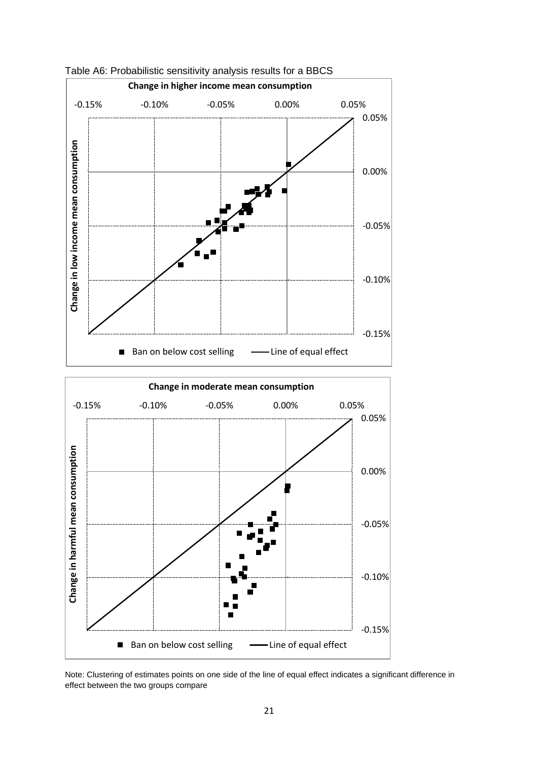Table A6: Probabilistic sensitivity analysis results for a BBCS

**Change in higher income mean consumption**

**Change in low income mean consumption**

■ Ban on below cost selling —— Line of equal effect

**Change in moderate mean consumption**

**Change in harmful mean consumption**

■ Ban on below cost selling —— Line of equal effect

Note: Clustering of estimates points on one side of the line of equal effect indicates a significant difference in effect between the two groups compare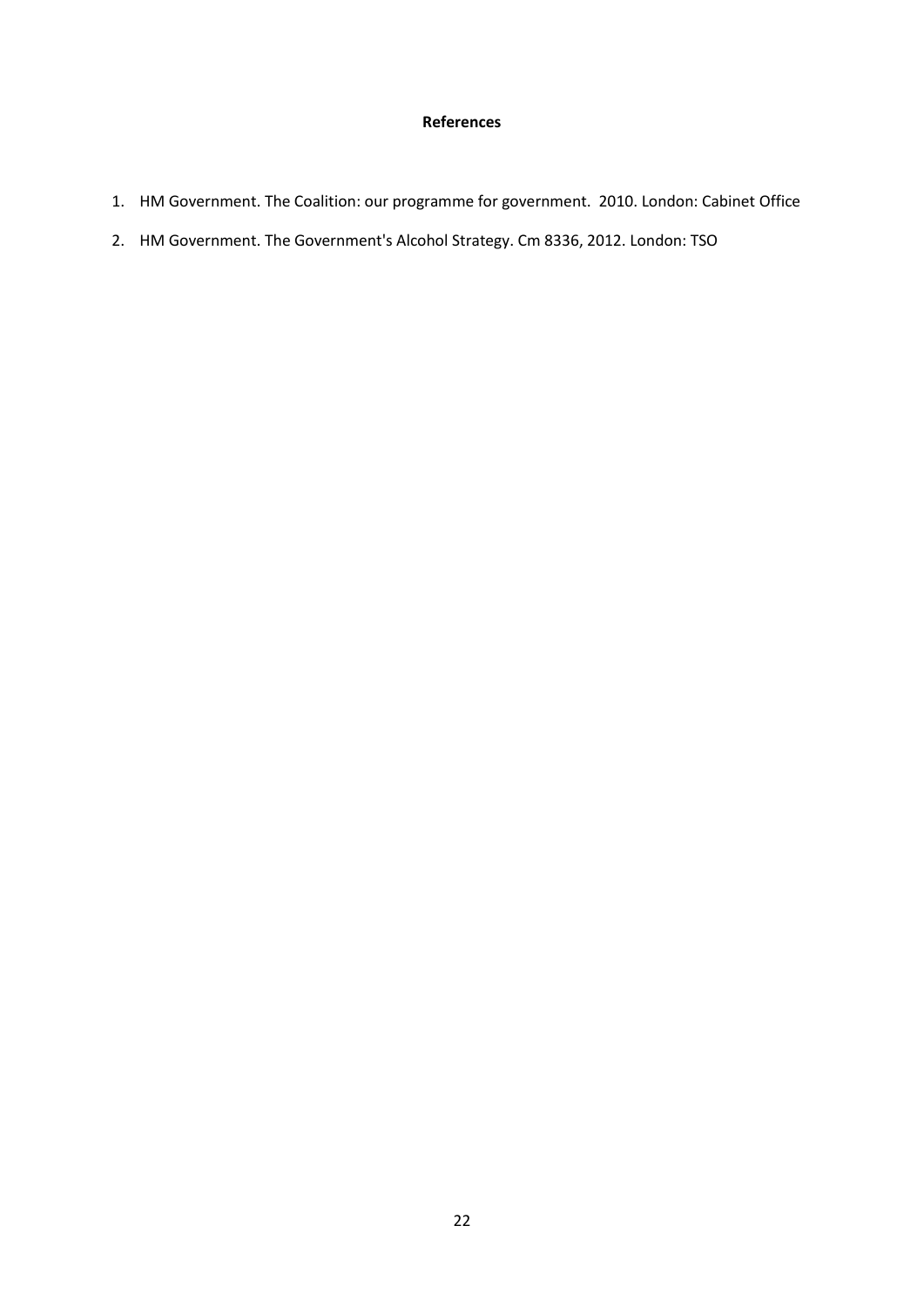## References

1. HM Government. The Coalition: our programme for government. 2010. London: Cabinet Office
2. HM Government. The Government's Alcohol Strategy. Cm 8336, 2012. London: TSO